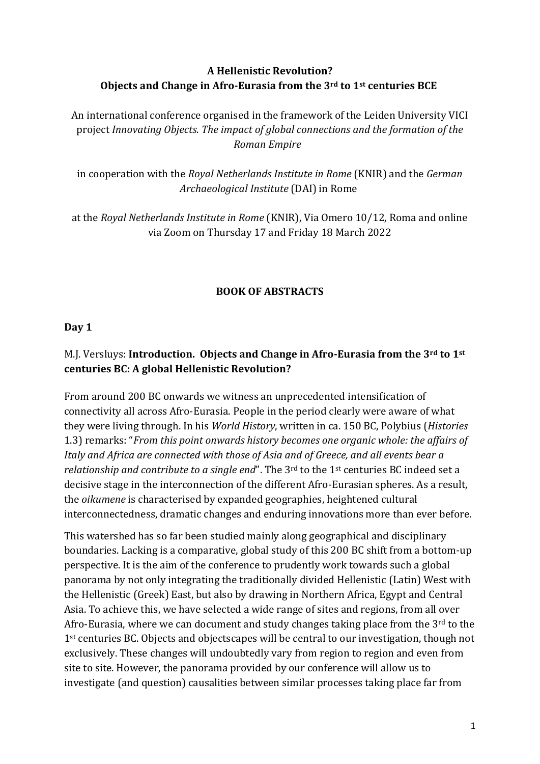**A Hellenistic Revolution?**
**Objects and Change in Afro-Eurasia from the 3rd to 1st centuries BCE**

An international conference organised in the framework of the Leiden University VICI project *Innovating Objects. The impact of global connections and the formation of the Roman Empire*

in cooperation with the *Royal Netherlands Institute in Rome* (KNIR) and the *German Archaeological Institute* (DAI) in Rome

at the *Royal Netherlands Institute in Rome* (KNIR), Via Omero 10/12, Roma and online via Zoom on Thursday 17 and Friday 18 March 2022

## BOOK OF ABSTRACTS

### Day 1

M.J. Versluys: **Introduction. Objects and Change in Afro-Eurasia from the 3rd to 1st centuries BC: A global Hellenistic Revolution?**

From around 200 BC onwards we witness an unprecedented intensification of connectivity all across Afro-Eurasia. People in the period clearly were aware of what they were living through. In his *World History*, written in ca. 150 BC, Polybius (*Histories* 1.3) remarks: "*From this point onwards history becomes one organic whole: the affairs of Italy and Africa are connected with those of Asia and of Greece, and all events bear a relationship and contribute to a single end*". The 3rd to the 1st centuries BC indeed set a decisive stage in the interconnection of the different Afro-Eurasian spheres. As a result, the *oikumene* is characterised by expanded geographies, heightened cultural interconnectedness, dramatic changes and enduring innovations more than ever before.

This watershed has so far been studied mainly along geographical and disciplinary boundaries. Lacking is a comparative, global study of this 200 BC shift from a bottom-up perspective. It is the aim of the conference to prudently work towards such a global panorama by not only integrating the traditionally divided Hellenistic (Latin) West with the Hellenistic (Greek) East, but also by drawing in Northern Africa, Egypt and Central Asia. To achieve this, we have selected a wide range of sites and regions, from all over Afro-Eurasia, where we can document and study changes taking place from the 3rd to the 1st centuries BC. Objects and objectscapes will be central to our investigation, though not exclusively. These changes will undoubtedly vary from region to region and even from site to site. However, the panorama provided by our conference will allow us to investigate (and question) causalities between similar processes taking place far from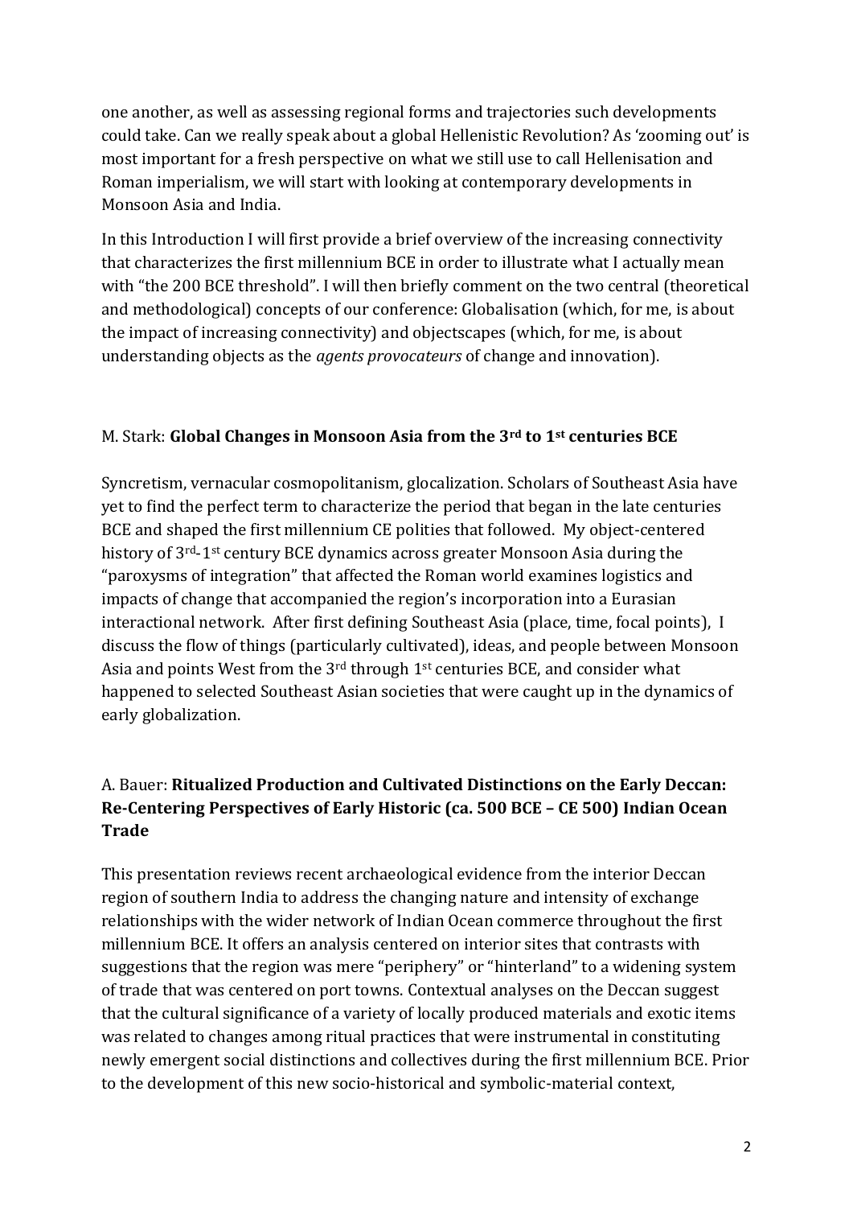one another, as well as assessing regional forms and trajectories such developments could take. Can we really speak about a global Hellenistic Revolution? As 'zooming out' is most important for a fresh perspective on what we still use to call Hellenisation and Roman imperialism, we will start with looking at contemporary developments in Monsoon Asia and India.

In this Introduction I will first provide a brief overview of the increasing connectivity that characterizes the first millennium BCE in order to illustrate what I actually mean with "the 200 BCE threshold". I will then briefly comment on the two central (theoretical and methodological) concepts of our conference: Globalisation (which, for me, is about the impact of increasing connectivity) and objectscapes (which, for me, is about understanding objects as the *agents provocateurs* of change and innovation).

### M. Stark: **Global Changes in Monsoon Asia from the 3rd to 1st centuries BCE**

Syncretism, vernacular cosmopolitanism, glocalization. Scholars of Southeast Asia have yet to find the perfect term to characterize the period that began in the late centuries BCE and shaped the first millennium CE polities that followed. My object-centered history of 3rd-1st century BCE dynamics across greater Monsoon Asia during the "paroxysms of integration" that affected the Roman world examines logistics and impacts of change that accompanied the region's incorporation into a Eurasian interactional network. After first defining Southeast Asia (place, time, focal points), I discuss the flow of things (particularly cultivated), ideas, and people between Monsoon Asia and points West from the 3rd through 1st centuries BCE, and consider what happened to selected Southeast Asian societies that were caught up in the dynamics of early globalization.

### A. Bauer: **Ritualized Production and Cultivated Distinctions on the Early Deccan: Re-Centering Perspectives of Early Historic (ca. 500 BCE – CE 500) Indian Ocean Trade**

This presentation reviews recent archaeological evidence from the interior Deccan region of southern India to address the changing nature and intensity of exchange relationships with the wider network of Indian Ocean commerce throughout the first millennium BCE. It offers an analysis centered on interior sites that contrasts with suggestions that the region was mere "periphery" or "hinterland" to a widening system of trade that was centered on port towns. Contextual analyses on the Deccan suggest that the cultural significance of a variety of locally produced materials and exotic items was related to changes among ritual practices that were instrumental in constituting newly emergent social distinctions and collectives during the first millennium BCE. Prior to the development of this new socio-historical and symbolic-material context,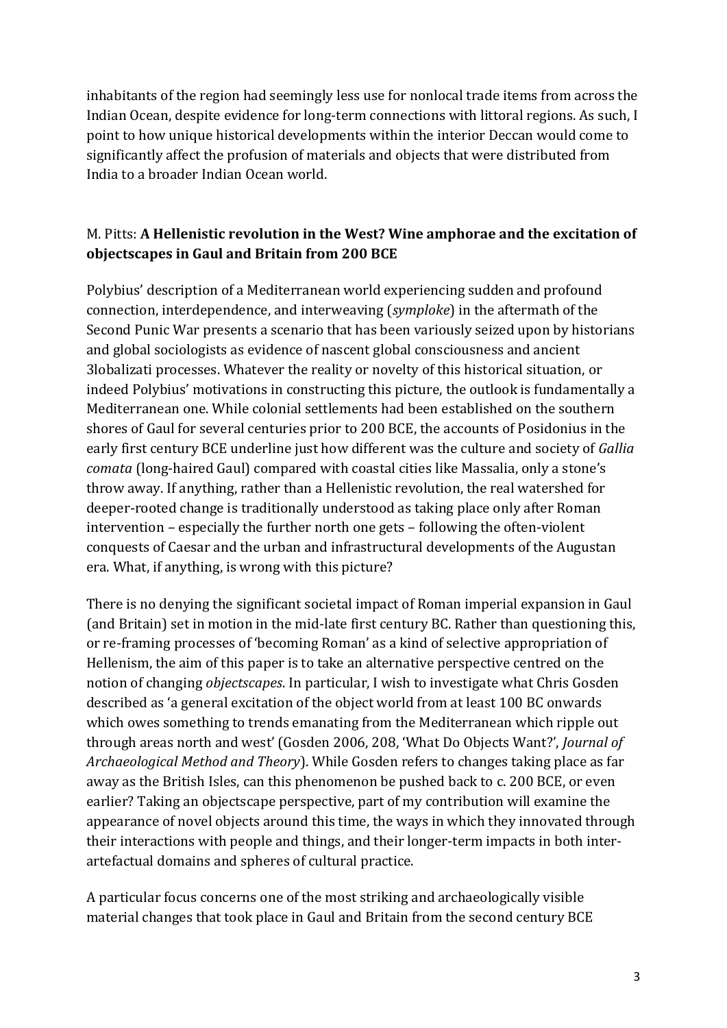inhabitants of the region had seemingly less use for nonlocal trade items from across the Indian Ocean, despite evidence for long-term connections with littoral regions. As such, I point to how unique historical developments within the interior Deccan would come to significantly affect the profusion of materials and objects that were distributed from India to a broader Indian Ocean world.

M. Pitts: **A Hellenistic revolution in the West? Wine amphorae and the excitation of objectscapes in Gaul and Britain from 200 BCE**

Polybius' description of a Mediterranean world experiencing sudden and profound connection, interdependence, and interweaving (*symploke*) in the aftermath of the Second Punic War presents a scenario that has been variously seized upon by historians and global sociologists as evidence of nascent global consciousness and ancient 3lobalizati processes. Whatever the reality or novelty of this historical situation, or indeed Polybius' motivations in constructing this picture, the outlook is fundamentally a Mediterranean one. While colonial settlements had been established on the southern shores of Gaul for several centuries prior to 200 BCE, the accounts of Posidonius in the early first century BCE underline just how different was the culture and society of *Gallia comata* (long-haired Gaul) compared with coastal cities like Massalia, only a stone's throw away. If anything, rather than a Hellenistic revolution, the real watershed for deeper-rooted change is traditionally understood as taking place only after Roman intervention – especially the further north one gets – following the often-violent conquests of Caesar and the urban and infrastructural developments of the Augustan era. What, if anything, is wrong with this picture?

There is no denying the significant societal impact of Roman imperial expansion in Gaul (and Britain) set in motion in the mid-late first century BC. Rather than questioning this, or re-framing processes of 'becoming Roman' as a kind of selective appropriation of Hellenism, the aim of this paper is to take an alternative perspective centred on the notion of changing *objectscapes*. In particular, I wish to investigate what Chris Gosden described as 'a general excitation of the object world from at least 100 BC onwards which owes something to trends emanating from the Mediterranean which ripple out through areas north and west' (Gosden 2006, 208, 'What Do Objects Want?', *Journal of Archaeological Method and Theory*). While Gosden refers to changes taking place as far away as the British Isles, can this phenomenon be pushed back to c. 200 BCE, or even earlier? Taking an objectscape perspective, part of my contribution will examine the appearance of novel objects around this time, the ways in which they innovated through their interactions with people and things, and their longer-term impacts in both inter-artefactual domains and spheres of cultural practice.

A particular focus concerns one of the most striking and archaeologically visible material changes that took place in Gaul and Britain from the second century BCE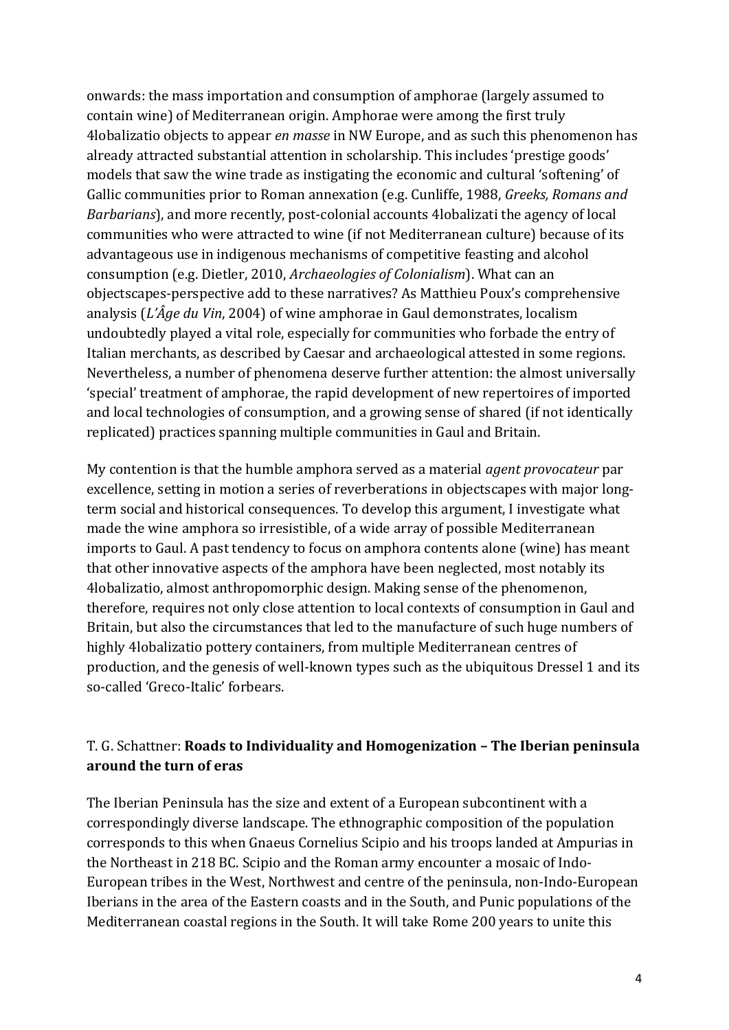onwards: the mass importation and consumption of amphorae (largely assumed to contain wine) of Mediterranean origin. Amphorae were among the first truly 4lobalizatio objects to appear *en masse* in NW Europe, and as such this phenomenon has already attracted substantial attention in scholarship. This includes 'prestige goods' models that saw the wine trade as instigating the economic and cultural 'softening' of Gallic communities prior to Roman annexation (e.g. Cunliffe, 1988, *Greeks, Romans and Barbarians*), and more recently, post-colonial accounts 4lobalizati the agency of local communities who were attracted to wine (if not Mediterranean culture) because of its advantageous use in indigenous mechanisms of competitive feasting and alcohol consumption (e.g. Dietler, 2010, *Archaeologies of Colonialism*). What can an objectscapes-perspective add to these narratives? As Matthieu Poux's comprehensive analysis (*L'Âge du Vin*, 2004) of wine amphorae in Gaul demonstrates, localism undoubtedly played a vital role, especially for communities who forbade the entry of Italian merchants, as described by Caesar and archaeological attested in some regions. Nevertheless, a number of phenomena deserve further attention: the almost universally 'special' treatment of amphorae, the rapid development of new repertoires of imported and local technologies of consumption, and a growing sense of shared (if not identically replicated) practices spanning multiple communities in Gaul and Britain.

My contention is that the humble amphora served as a material *agent provocateur* par excellence, setting in motion a series of reverberations in objectscapes with major long-term social and historical consequences. To develop this argument, I investigate what made the wine amphora so irresistible, of a wide array of possible Mediterranean imports to Gaul. A past tendency to focus on amphora contents alone (wine) has meant that other innovative aspects of the amphora have been neglected, most notably its 4lobalizatio, almost anthropomorphic design. Making sense of the phenomenon, therefore, requires not only close attention to local contexts of consumption in Gaul and Britain, but also the circumstances that led to the manufacture of such huge numbers of highly 4lobalizatio pottery containers, from multiple Mediterranean centres of production, and the genesis of well-known types such as the ubiquitous Dressel 1 and its so-called 'Greco-Italic' forbears.

## T. G. Schattner: **Roads to Individuality and Homogenization – The Iberian peninsula around the turn of eras**

The Iberian Peninsula has the size and extent of a European subcontinent with a correspondingly diverse landscape. The ethnographic composition of the population corresponds to this when Gnaeus Cornelius Scipio and his troops landed at Ampurias in the Northeast in 218 BC. Scipio and the Roman army encounter a mosaic of Indo-European tribes in the West, Northwest and centre of the peninsula, non-Indo-European Iberians in the area of the Eastern coasts and in the South, and Punic populations of the Mediterranean coastal regions in the South. It will take Rome 200 years to unite this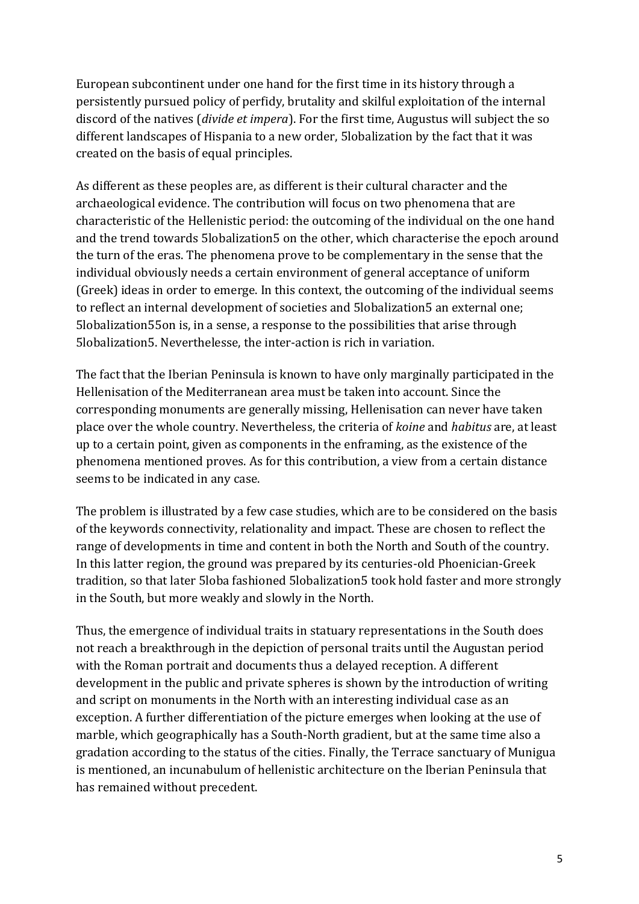European subcontinent under one hand for the first time in its history through a persistently pursued policy of perfidy, brutality and skilful exploitation of the internal discord of the natives (*divide et impera*). For the first time, Augustus will subject the so different landscapes of Hispania to a new order, 5lobalization by the fact that it was created on the basis of equal principles.

As different as these peoples are, as different is their cultural character and the archaeological evidence. The contribution will focus on two phenomena that are characteristic of the Hellenistic period: the outcoming of the individual on the one hand and the trend towards 5lobalization5 on the other, which characterise the epoch around the turn of the eras. The phenomena prove to be complementary in the sense that the individual obviously needs a certain environment of general acceptance of uniform (Greek) ideas in order to emerge. In this context, the outcoming of the individual seems to reflect an internal development of societies and 5lobalization5 an external one; 5lobalization55on is, in a sense, a response to the possibilities that arise through 5lobalization5. Neverthelesse, the inter-action is rich in variation.

The fact that the Iberian Peninsula is known to have only marginally participated in the Hellenisation of the Mediterranean area must be taken into account. Since the corresponding monuments are generally missing, Hellenisation can never have taken place over the whole country. Nevertheless, the criteria of *koine* and *habitus* are, at least up to a certain point, given as components in the enframing, as the existence of the phenomena mentioned proves. As for this contribution, a view from a certain distance seems to be indicated in any case.

The problem is illustrated by a few case studies, which are to be considered on the basis of the keywords connectivity, relationality and impact. These are chosen to reflect the range of developments in time and content in both the North and South of the country. In this latter region, the ground was prepared by its centuries-old Phoenician-Greek tradition, so that later 5loba fashioned 5lobalization5 took hold faster and more strongly in the South, but more weakly and slowly in the North.

Thus, the emergence of individual traits in statuary representations in the South does not reach a breakthrough in the depiction of personal traits until the Augustan period with the Roman portrait and documents thus a delayed reception. A different development in the public and private spheres is shown by the introduction of writing and script on monuments in the North with an interesting individual case as an exception. A further differentiation of the picture emerges when looking at the use of marble, which geographically has a South-North gradient, but at the same time also a gradation according to the status of the cities. Finally, the Terrace sanctuary of Munigua is mentioned, an incunabulum of hellenistic architecture on the Iberian Peninsula that has remained without precedent.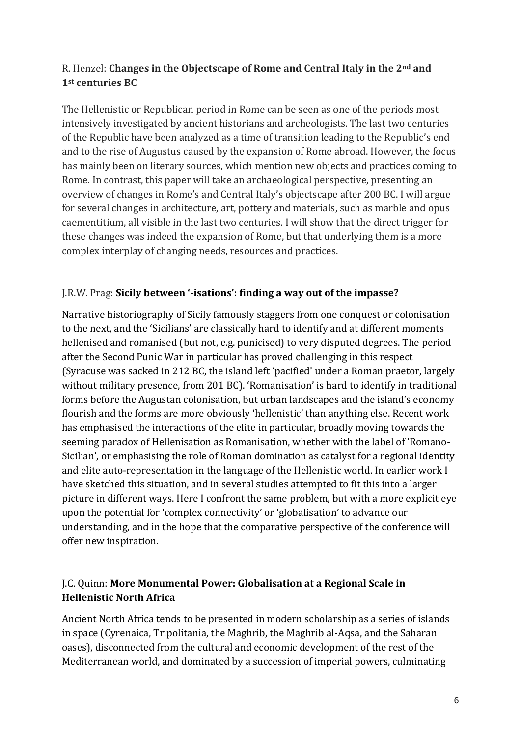R. Henzel: **Changes in the Objectscape of Rome and Central Italy in the 2nd and 1st centuries BC**

The Hellenistic or Republican period in Rome can be seen as one of the periods most intensively investigated by ancient historians and archeologists. The last two centuries of the Republic have been analyzed as a time of transition leading to the Republic's end and to the rise of Augustus caused by the expansion of Rome abroad. However, the focus has mainly been on literary sources, which mention new objects and practices coming to Rome. In contrast, this paper will take an archaeological perspective, presenting an overview of changes in Rome's and Central Italy's objectscape after 200 BC. I will argue for several changes in architecture, art, pottery and materials, such as marble and opus caementitium, all visible in the last two centuries. I will show that the direct trigger for these changes was indeed the expansion of Rome, but that underlying them is a more complex interplay of changing needs, resources and practices.

J.R.W. Prag: **Sicily between '-isations': finding a way out of the impasse?**

Narrative historiography of Sicily famously staggers from one conquest or colonisation to the next, and the 'Sicilians' are classically hard to identify and at different moments hellenised and romanised (but not, e.g. punicised) to very disputed degrees. The period after the Second Punic War in particular has proved challenging in this respect (Syracuse was sacked in 212 BC, the island left 'pacified' under a Roman praetor, largely without military presence, from 201 BC). 'Romanisation' is hard to identify in traditional forms before the Augustan colonisation, but urban landscapes and the island's economy flourish and the forms are more obviously 'hellenistic' than anything else. Recent work has emphasised the interactions of the elite in particular, broadly moving towards the seeming paradox of Hellenisation as Romanisation, whether with the label of 'Romano-Sicilian', or emphasising the role of Roman domination as catalyst for a regional identity and elite auto-representation in the language of the Hellenistic world. In earlier work I have sketched this situation, and in several studies attempted to fit this into a larger picture in different ways. Here I confront the same problem, but with a more explicit eye upon the potential for 'complex connectivity' or 'globalisation' to advance our understanding, and in the hope that the comparative perspective of the conference will offer new inspiration.

J.C. Quinn: **More Monumental Power: Globalisation at a Regional Scale in Hellenistic North Africa**

Ancient North Africa tends to be presented in modern scholarship as a series of islands in space (Cyrenaica, Tripolitania, the Maghrib, the Maghrib al-Aqsa, and the Saharan oases), disconnected from the cultural and economic development of the rest of the Mediterranean world, and dominated by a succession of imperial powers, culminating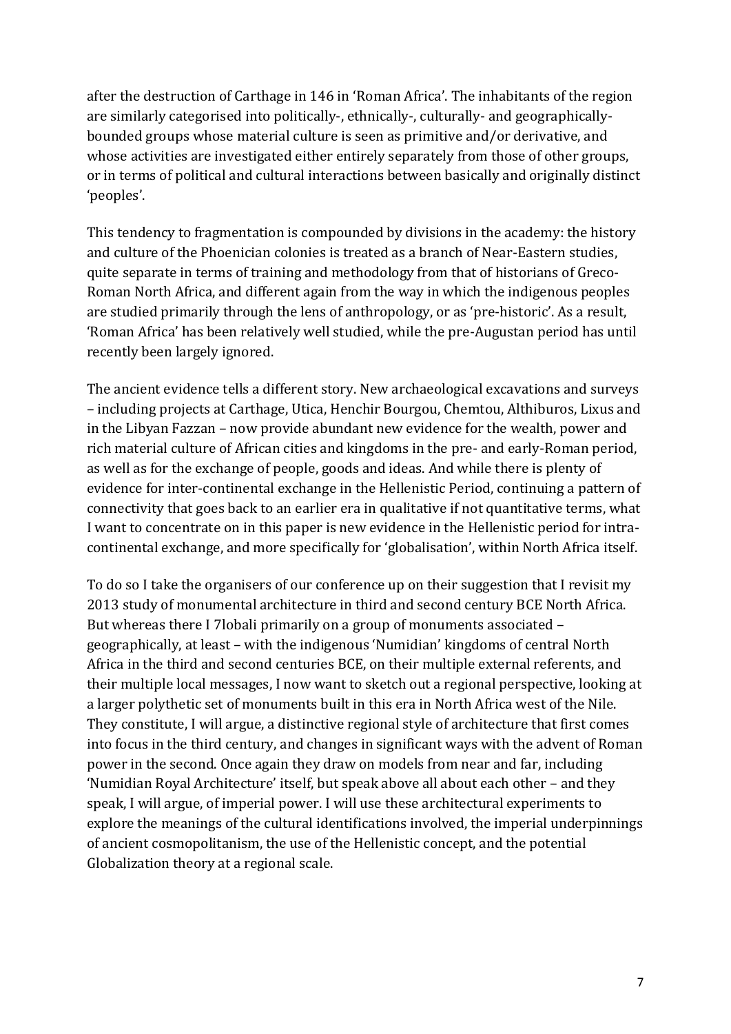after the destruction of Carthage in 146 in 'Roman Africa'. The inhabitants of the region are similarly categorised into politically-, ethnically-, culturally- and geographically-bounded groups whose material culture is seen as primitive and/or derivative, and whose activities are investigated either entirely separately from those of other groups, or in terms of political and cultural interactions between basically and originally distinct 'peoples'.

This tendency to fragmentation is compounded by divisions in the academy: the history and culture of the Phoenician colonies is treated as a branch of Near-Eastern studies, quite separate in terms of training and methodology from that of historians of Greco-Roman North Africa, and different again from the way in which the indigenous peoples are studied primarily through the lens of anthropology, or as 'pre-historic'. As a result, 'Roman Africa' has been relatively well studied, while the pre-Augustan period has until recently been largely ignored.

The ancient evidence tells a different story. New archaeological excavations and surveys – including projects at Carthage, Utica, Henchir Bourgou, Chemtou, Althiburos, Lixus and in the Libyan Fazzan – now provide abundant new evidence for the wealth, power and rich material culture of African cities and kingdoms in the pre- and early-Roman period, as well as for the exchange of people, goods and ideas. And while there is plenty of evidence for inter-continental exchange in the Hellenistic Period, continuing a pattern of connectivity that goes back to an earlier era in qualitative if not quantitative terms, what I want to concentrate on in this paper is new evidence in the Hellenistic period for intra-continental exchange, and more specifically for 'globalisation', within North Africa itself.

To do so I take the organisers of our conference up on their suggestion that I revisit my 2013 study of monumental architecture in third and second century BCE North Africa. But whereas there I 7lobali primarily on a group of monuments associated – geographically, at least – with the indigenous 'Numidian' kingdoms of central North Africa in the third and second centuries BCE, on their multiple external referents, and their multiple local messages, I now want to sketch out a regional perspective, looking at a larger polythetic set of monuments built in this era in North Africa west of the Nile. They constitute, I will argue, a distinctive regional style of architecture that first comes into focus in the third century, and changes in significant ways with the advent of Roman power in the second. Once again they draw on models from near and far, including 'Numidian Royal Architecture' itself, but speak above all about each other – and they speak, I will argue, of imperial power. I will use these architectural experiments to explore the meanings of the cultural identifications involved, the imperial underpinnings of ancient cosmopolitanism, the use of the Hellenistic concept, and the potential Globalization theory at a regional scale.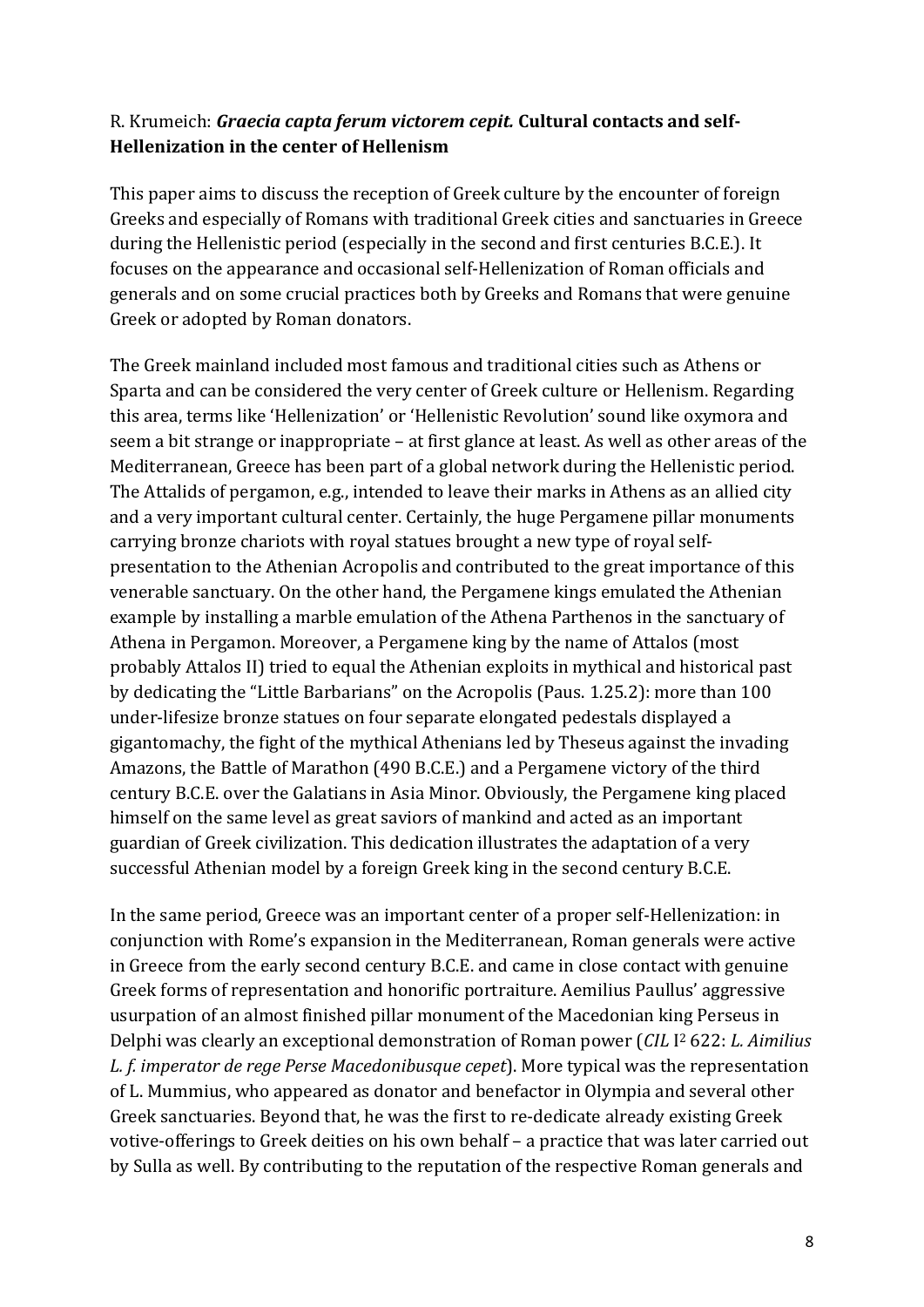R. Krumeich: ***Graecia capta ferum victorem cepit.*** **Cultural contacts and self-Hellenization in the center of Hellenism**

This paper aims to discuss the reception of Greek culture by the encounter of foreign Greeks and especially of Romans with traditional Greek cities and sanctuaries in Greece during the Hellenistic period (especially in the second and first centuries B.C.E.). It focuses on the appearance and occasional self-Hellenization of Roman officials and generals and on some crucial practices both by Greeks and Romans that were genuine Greek or adopted by Roman donators.

The Greek mainland included most famous and traditional cities such as Athens or Sparta and can be considered the very center of Greek culture or Hellenism. Regarding this area, terms like 'Hellenization' or 'Hellenistic Revolution' sound like oxymora and seem a bit strange or inappropriate – at first glance at least. As well as other areas of the Mediterranean, Greece has been part of a global network during the Hellenistic period. The Attalids of pergamon, e.g., intended to leave their marks in Athens as an allied city and a very important cultural center. Certainly, the huge Pergamene pillar monuments carrying bronze chariots with royal statues brought a new type of royal self-presentation to the Athenian Acropolis and contributed to the great importance of this venerable sanctuary. On the other hand, the Pergamene kings emulated the Athenian example by installing a marble emulation of the Athena Parthenos in the sanctuary of Athena in Pergamon. Moreover, a Pergamene king by the name of Attalos (most probably Attalos II) tried to equal the Athenian exploits in mythical and historical past by dedicating the "Little Barbarians" on the Acropolis (Paus. 1.25.2): more than 100 under-lifesize bronze statues on four separate elongated pedestals displayed a gigantomachy, the fight of the mythical Athenians led by Theseus against the invading Amazons, the Battle of Marathon (490 B.C.E.) and a Pergamene victory of the third century B.C.E. over the Galatians in Asia Minor. Obviously, the Pergamene king placed himself on the same level as great saviors of mankind and acted as an important guardian of Greek civilization. This dedication illustrates the adaptation of a very successful Athenian model by a foreign Greek king in the second century B.C.E.

In the same period, Greece was an important center of a proper self-Hellenization: in conjunction with Rome's expansion in the Mediterranean, Roman generals were active in Greece from the early second century B.C.E. and came in close contact with genuine Greek forms of representation and honorific portraiture. Aemilius Paullus' aggressive usurpation of an almost finished pillar monument of the Macedonian king Perseus in Delphi was clearly an exceptional demonstration of Roman power (*CIL* I² 622: *L. Aimilius L. f. imperator de rege Perse Macedonibusque cepet*). More typical was the representation of L. Mummius, who appeared as donator and benefactor in Olympia and several other Greek sanctuaries. Beyond that, he was the first to re-dedicate already existing Greek votive-offerings to Greek deities on his own behalf – a practice that was later carried out by Sulla as well. By contributing to the reputation of the respective Roman generals and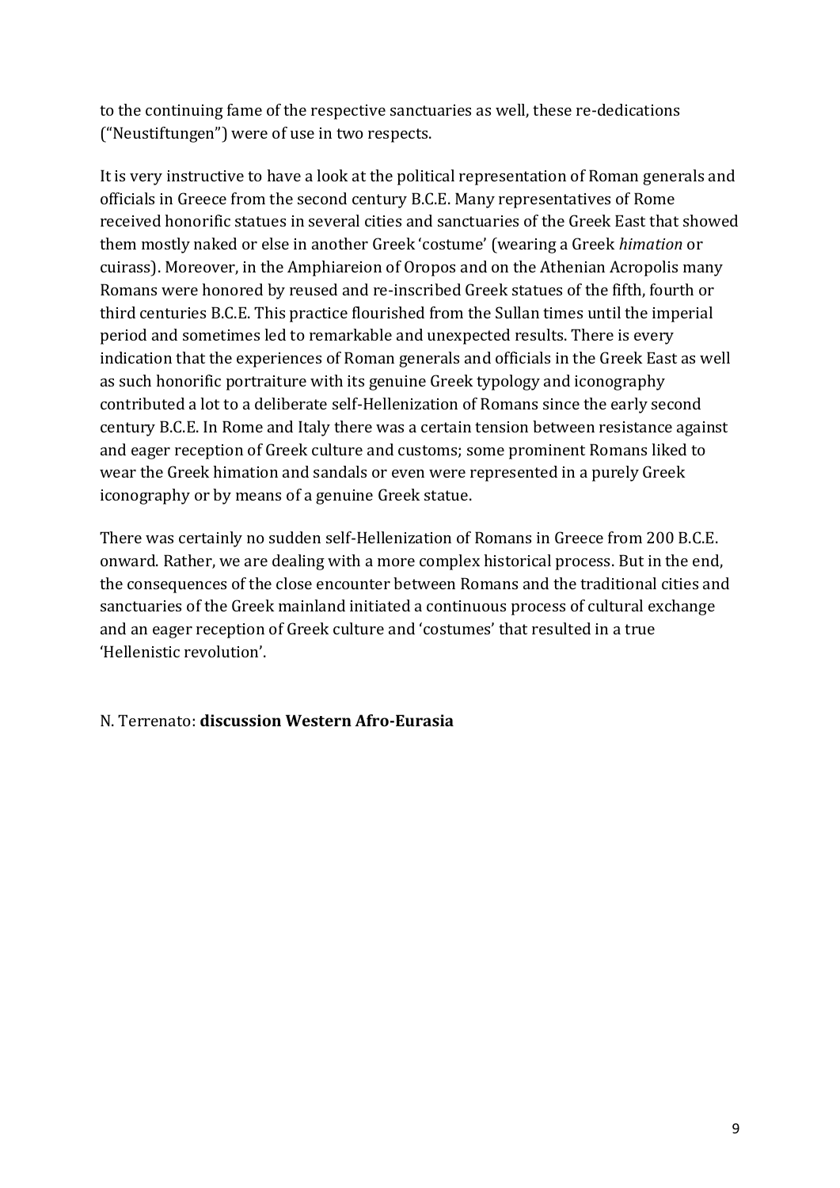to the continuing fame of the respective sanctuaries as well, these re-dedications ("Neustiftungen") were of use in two respects.

It is very instructive to have a look at the political representation of Roman generals and officials in Greece from the second century B.C.E. Many representatives of Rome received honorific statues in several cities and sanctuaries of the Greek East that showed them mostly naked or else in another Greek 'costume' (wearing a Greek *himation* or cuirass). Moreover, in the Amphiareion of Oropos and on the Athenian Acropolis many Romans were honored by reused and re-inscribed Greek statues of the fifth, fourth or third centuries B.C.E. This practice flourished from the Sullan times until the imperial period and sometimes led to remarkable and unexpected results. There is every indication that the experiences of Roman generals and officials in the Greek East as well as such honorific portraiture with its genuine Greek typology and iconography contributed a lot to a deliberate self-Hellenization of Romans since the early second century B.C.E. In Rome and Italy there was a certain tension between resistance against and eager reception of Greek culture and customs; some prominent Romans liked to wear the Greek himation and sandals or even were represented in a purely Greek iconography or by means of a genuine Greek statue.

There was certainly no sudden self-Hellenization of Romans in Greece from 200 B.C.E. onward. Rather, we are dealing with a more complex historical process. But in the end, the consequences of the close encounter between Romans and the traditional cities and sanctuaries of the Greek mainland initiated a continuous process of cultural exchange and an eager reception of Greek culture and 'costumes' that resulted in a true 'Hellenistic revolution'.

N. Terrenato: **discussion Western Afro-Eurasia**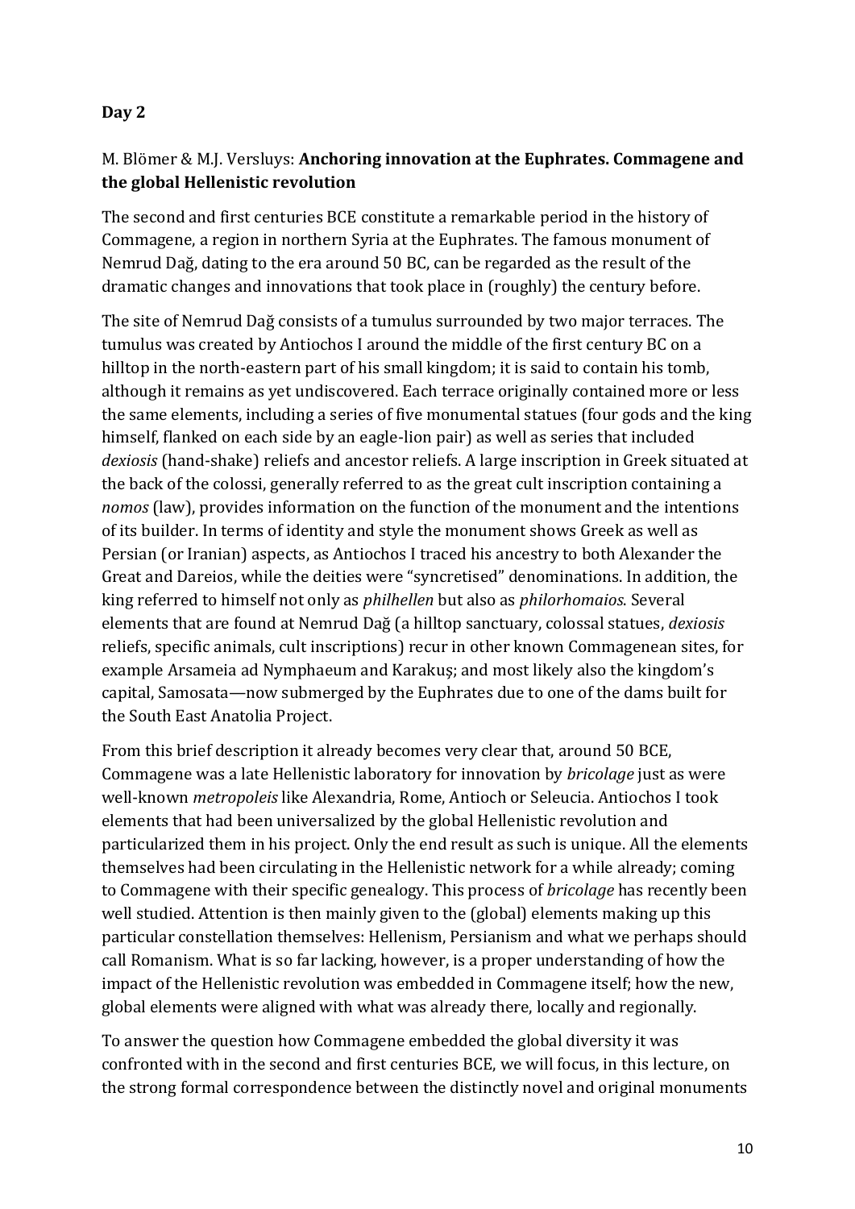**Day 2**

M. Blömer & M.J. Versluys: **Anchoring innovation at the Euphrates. Commagene and the global Hellenistic revolution**

The second and first centuries BCE constitute a remarkable period in the history of Commagene, a region in northern Syria at the Euphrates. The famous monument of Nemrud Dağ, dating to the era around 50 BC, can be regarded as the result of the dramatic changes and innovations that took place in (roughly) the century before.

The site of Nemrud Dağ consists of a tumulus surrounded by two major terraces. The tumulus was created by Antiochos I around the middle of the first century BC on a hilltop in the north-eastern part of his small kingdom; it is said to contain his tomb, although it remains as yet undiscovered. Each terrace originally contained more or less the same elements, including a series of five monumental statues (four gods and the king himself, flanked on each side by an eagle-lion pair) as well as series that included *dexiosis* (hand-shake) reliefs and ancestor reliefs. A large inscription in Greek situated at the back of the colossi, generally referred to as the great cult inscription containing a *nomos* (law), provides information on the function of the monument and the intentions of its builder. In terms of identity and style the monument shows Greek as well as Persian (or Iranian) aspects, as Antiochos I traced his ancestry to both Alexander the Great and Dareios, while the deities were "syncretised" denominations. In addition, the king referred to himself not only as *philhellen* but also as *philorhomaios*. Several elements that are found at Nemrud Dağ (a hilltop sanctuary, colossal statues, *dexiosis* reliefs, specific animals, cult inscriptions) recur in other known Commagenean sites, for example Arsameia ad Nymphaeum and Karakuş; and most likely also the kingdom's capital, Samosata—now submerged by the Euphrates due to one of the dams built for the South East Anatolia Project.

From this brief description it already becomes very clear that, around 50 BCE, Commagene was a late Hellenistic laboratory for innovation by *bricolage* just as were well-known *metropoleis* like Alexandria, Rome, Antioch or Seleucia. Antiochos I took elements that had been universalized by the global Hellenistic revolution and particularized them in his project. Only the end result as such is unique. All the elements themselves had been circulating in the Hellenistic network for a while already; coming to Commagene with their specific genealogy. This process of *bricolage* has recently been well studied. Attention is then mainly given to the (global) elements making up this particular constellation themselves: Hellenism, Persianism and what we perhaps should call Romanism. What is so far lacking, however, is a proper understanding of how the impact of the Hellenistic revolution was embedded in Commagene itself; how the new, global elements were aligned with what was already there, locally and regionally.

To answer the question how Commagene embedded the global diversity it was confronted with in the second and first centuries BCE, we will focus, in this lecture, on the strong formal correspondence between the distinctly novel and original monuments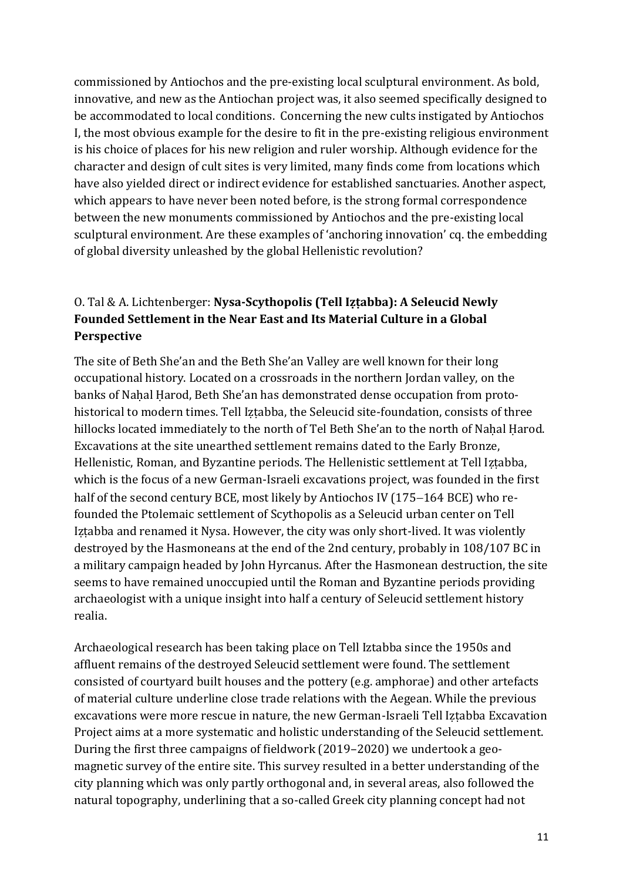commissioned by Antiochos and the pre-existing local sculptural environment. As bold, innovative, and new as the Antiochan project was, it also seemed specifically designed to be accommodated to local conditions.  Concerning the new cults instigated by Antiochos I, the most obvious example for the desire to fit in the pre-existing religious environment is his choice of places for his new religion and ruler worship. Although evidence for the character and design of cult sites is very limited, many finds come from locations which have also yielded direct or indirect evidence for established sanctuaries. Another aspect, which appears to have never been noted before, is the strong formal correspondence between the new monuments commissioned by Antiochos and the pre-existing local sculptural environment. Are these examples of 'anchoring innovation' cq. the embedding of global diversity unleashed by the global Hellenistic revolution?

### O. Tal & A. Lichtenberger: **Nysa-Scythopolis (Tell Iẓṭabba): A Seleucid Newly Founded Settlement in the Near East and Its Material Culture in a Global Perspective**

The site of Beth She'an and the Beth She'an Valley are well known for their long occupational history. Located on a crossroads in the northern Jordan valley, on the banks of Naḥal Ḥarod, Beth She'an has demonstrated dense occupation from proto-historical to modern times. Tell Iẓṭabba, the Seleucid site-foundation, consists of three hillocks located immediately to the north of Tel Beth She'an to the north of Naḥal Ḥarod. Excavations at the site unearthed settlement remains dated to the Early Bronze, Hellenistic, Roman, and Byzantine periods. The Hellenistic settlement at Tell Iẓṭabba, which is the focus of a new German-Israeli excavations project, was founded in the first half of the second century BCE, most likely by Antiochos IV (175–164 BCE) who re-founded the Ptolemaic settlement of Scythopolis as a Seleucid urban center on Tell Iẓṭabba and renamed it Nysa. However, the city was only short-lived. It was violently destroyed by the Hasmoneans at the end of the 2nd century, probably in 108/107 BC in a military campaign headed by John Hyrcanus. After the Hasmonean destruction, the site seems to have remained unoccupied until the Roman and Byzantine periods providing archaeologist with a unique insight into half a century of Seleucid settlement history realia.

Archaeological research has been taking place on Tell Iztabba since the 1950s and affluent remains of the destroyed Seleucid settlement were found. The settlement consisted of courtyard built houses and the pottery (e.g. amphorae) and other artefacts of material culture underline close trade relations with the Aegean. While the previous excavations were more rescue in nature, the new German-Israeli Tell Iẓṭabba Excavation Project aims at a more systematic and holistic understanding of the Seleucid settlement. During the first three campaigns of fieldwork (2019–2020) we undertook a geo-magnetic survey of the entire site. This survey resulted in a better understanding of the city planning which was only partly orthogonal and, in several areas, also followed the natural topography, underlining that a so-called Greek city planning concept had not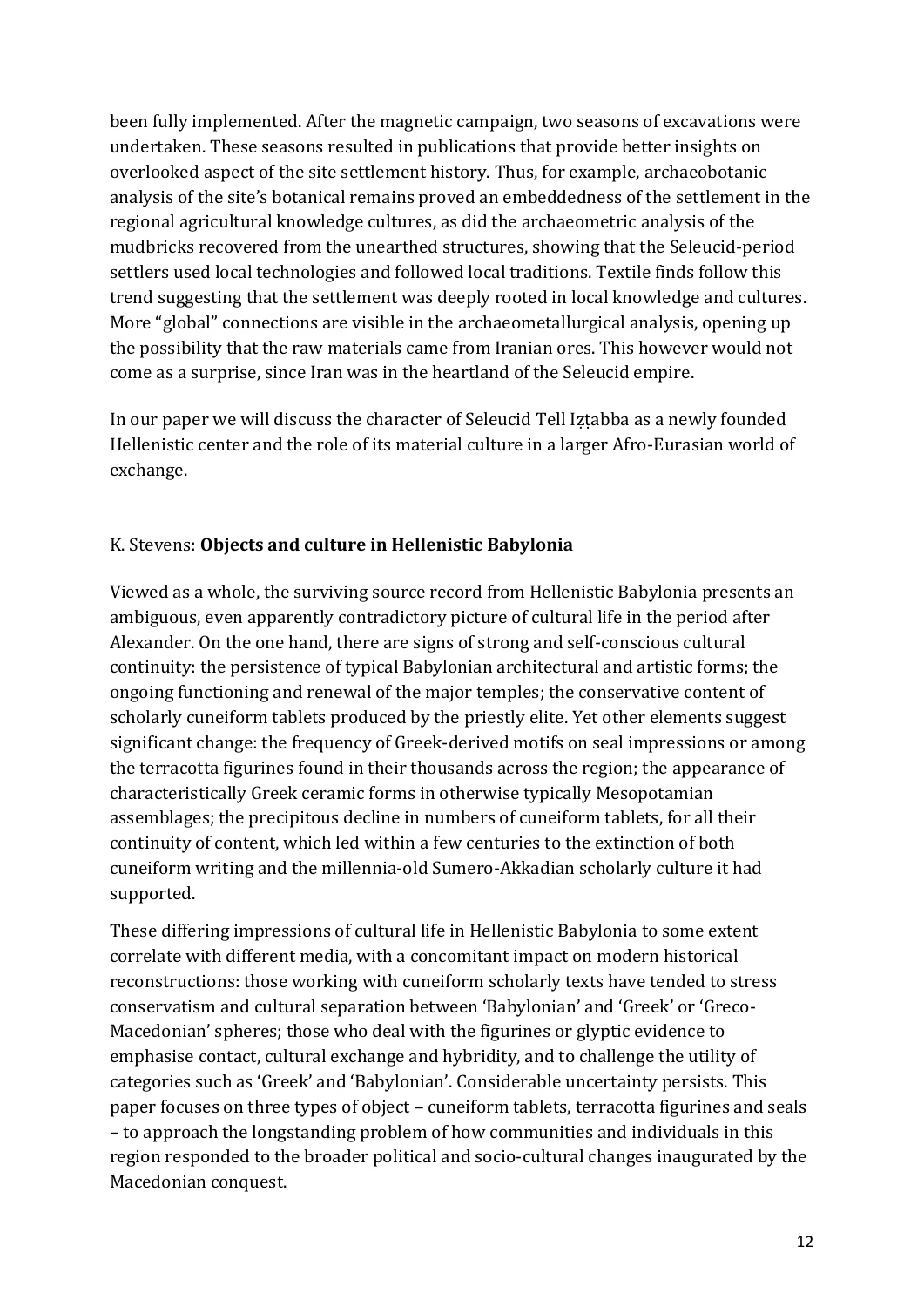been fully implemented. After the magnetic campaign, two seasons of excavations were undertaken. These seasons resulted in publications that provide better insights on overlooked aspect of the site settlement history. Thus, for example, archaeobotanic analysis of the site's botanical remains proved an embeddedness of the settlement in the regional agricultural knowledge cultures, as did the archaeometric analysis of the mudbricks recovered from the unearthed structures, showing that the Seleucid-period settlers used local technologies and followed local traditions. Textile finds follow this trend suggesting that the settlement was deeply rooted in local knowledge and cultures. More "global" connections are visible in the archaeometallurgical analysis, opening up the possibility that the raw materials came from Iranian ores. This however would not come as a surprise, since Iran was in the heartland of the Seleucid empire.

In our paper we will discuss the character of Seleucid Tell Iẓṭabba as a newly founded Hellenistic center and the role of its material culture in a larger Afro-Eurasian world of exchange.

K. Stevens: **Objects and culture in Hellenistic Babylonia**

Viewed as a whole, the surviving source record from Hellenistic Babylonia presents an ambiguous, even apparently contradictory picture of cultural life in the period after Alexander. On the one hand, there are signs of strong and self-conscious cultural continuity: the persistence of typical Babylonian architectural and artistic forms; the ongoing functioning and renewal of the major temples; the conservative content of scholarly cuneiform tablets produced by the priestly elite. Yet other elements suggest significant change: the frequency of Greek-derived motifs on seal impressions or among the terracotta figurines found in their thousands across the region; the appearance of characteristically Greek ceramic forms in otherwise typically Mesopotamian assemblages; the precipitous decline in numbers of cuneiform tablets, for all their continuity of content, which led within a few centuries to the extinction of both cuneiform writing and the millennia-old Sumero-Akkadian scholarly culture it had supported.

These differing impressions of cultural life in Hellenistic Babylonia to some extent correlate with different media, with a concomitant impact on modern historical reconstructions: those working with cuneiform scholarly texts have tended to stress conservatism and cultural separation between 'Babylonian' and 'Greek' or 'Greco-Macedonian' spheres; those who deal with the figurines or glyptic evidence to emphasise contact, cultural exchange and hybridity, and to challenge the utility of categories such as 'Greek' and 'Babylonian'. Considerable uncertainty persists. This paper focuses on three types of object – cuneiform tablets, terracotta figurines and seals – to approach the longstanding problem of how communities and individuals in this region responded to the broader political and socio-cultural changes inaugurated by the Macedonian conquest.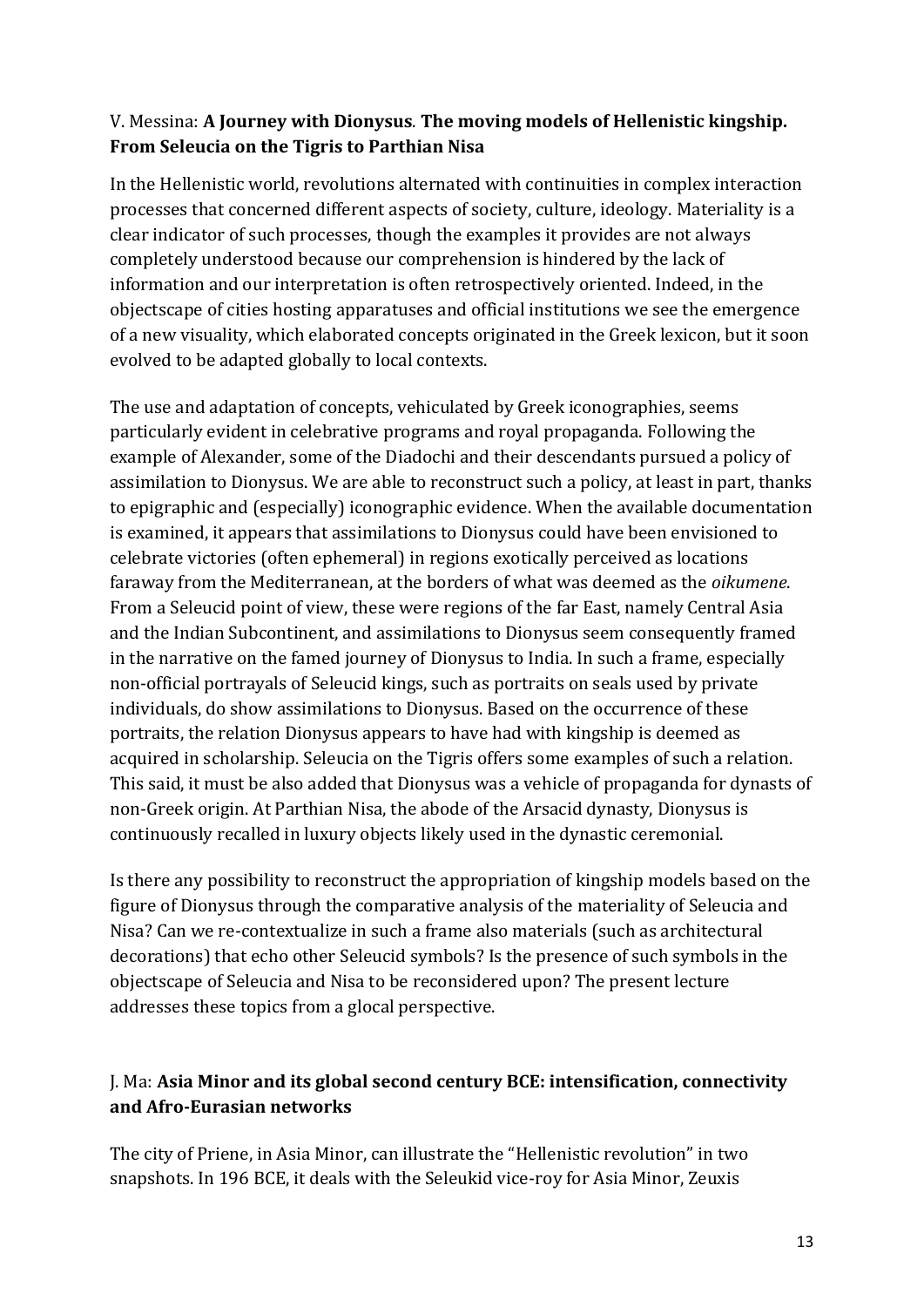V. Messina: **A Journey with Dionysus**. **The moving models of Hellenistic kingship. From Seleucia on the Tigris to Parthian Nisa**

In the Hellenistic world, revolutions alternated with continuities in complex interaction processes that concerned different aspects of society, culture, ideology. Materiality is a clear indicator of such processes, though the examples it provides are not always completely understood because our comprehension is hindered by the lack of information and our interpretation is often retrospectively oriented. Indeed, in the objectscape of cities hosting apparatuses and official institutions we see the emergence of a new visuality, which elaborated concepts originated in the Greek lexicon, but it soon evolved to be adapted globally to local contexts.

The use and adaptation of concepts, vehiculated by Greek iconographies, seems particularly evident in celebrative programs and royal propaganda. Following the example of Alexander, some of the Diadochi and their descendants pursued a policy of assimilation to Dionysus. We are able to reconstruct such a policy, at least in part, thanks to epigraphic and (especially) iconographic evidence. When the available documentation is examined, it appears that assimilations to Dionysus could have been envisioned to celebrate victories (often ephemeral) in regions exotically perceived as locations faraway from the Mediterranean, at the borders of what was deemed as the *oikumene*. From a Seleucid point of view, these were regions of the far East, namely Central Asia and the Indian Subcontinent, and assimilations to Dionysus seem consequently framed in the narrative on the famed journey of Dionysus to India. In such a frame, especially non-official portrayals of Seleucid kings, such as portraits on seals used by private individuals, do show assimilations to Dionysus. Based on the occurrence of these portraits, the relation Dionysus appears to have had with kingship is deemed as acquired in scholarship. Seleucia on the Tigris offers some examples of such a relation. This said, it must be also added that Dionysus was a vehicle of propaganda for dynasts of non-Greek origin. At Parthian Nisa, the abode of the Arsacid dynasty, Dionysus is continuously recalled in luxury objects likely used in the dynastic ceremonial.

Is there any possibility to reconstruct the appropriation of kingship models based on the figure of Dionysus through the comparative analysis of the materiality of Seleucia and Nisa? Can we re-contextualize in such a frame also materials (such as architectural decorations) that echo other Seleucid symbols? Is the presence of such symbols in the objectscape of Seleucia and Nisa to be reconsidered upon? The present lecture addresses these topics from a glocal perspective.

J. Ma: **Asia Minor and its global second century BCE: intensification, connectivity and Afro-Eurasian networks**

The city of Priene, in Asia Minor, can illustrate the "Hellenistic revolution" in two snapshots. In 196 BCE, it deals with the Seleukid vice-roy for Asia Minor, Zeuxis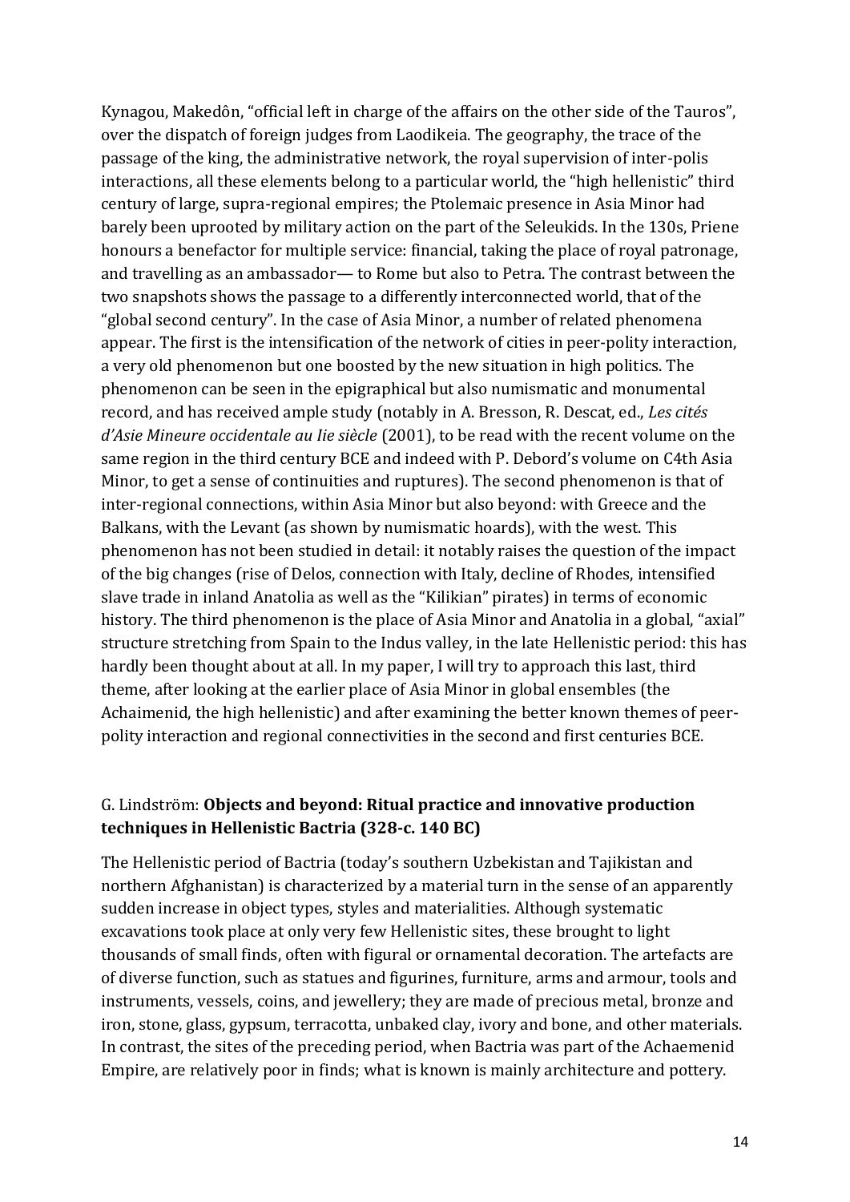Kynagou, Makedôn, "official left in charge of the affairs on the other side of the Tauros", over the dispatch of foreign judges from Laodikeia. The geography, the trace of the passage of the king, the administrative network, the royal supervision of inter-polis interactions, all these elements belong to a particular world, the "high hellenistic" third century of large, supra-regional empires; the Ptolemaic presence in Asia Minor had barely been uprooted by military action on the part of the Seleukids. In the 130s, Priene honours a benefactor for multiple service: financial, taking the place of royal patronage, and travelling as an ambassador— to Rome but also to Petra. The contrast between the two snapshots shows the passage to a differently interconnected world, that of the "global second century". In the case of Asia Minor, a number of related phenomena appear. The first is the intensification of the network of cities in peer-polity interaction, a very old phenomenon but one boosted by the new situation in high politics. The phenomenon can be seen in the epigraphical but also numismatic and monumental record, and has received ample study (notably in A. Bresson, R. Descat, ed., *Les cités d'Asie Mineure occidentale au Iie siècle* (2001), to be read with the recent volume on the same region in the third century BCE and indeed with P. Debord's volume on C4th Asia Minor, to get a sense of continuities and ruptures). The second phenomenon is that of inter-regional connections, within Asia Minor but also beyond: with Greece and the Balkans, with the Levant (as shown by numismatic hoards), with the west. This phenomenon has not been studied in detail: it notably raises the question of the impact of the big changes (rise of Delos, connection with Italy, decline of Rhodes, intensified slave trade in inland Anatolia as well as the "Kilikian" pirates) in terms of economic history. The third phenomenon is the place of Asia Minor and Anatolia in a global, "axial" structure stretching from Spain to the Indus valley, in the late Hellenistic period: this has hardly been thought about at all. In my paper, I will try to approach this last, third theme, after looking at the earlier place of Asia Minor in global ensembles (the Achaimenid, the high hellenistic) and after examining the better known themes of peer-polity interaction and regional connectivities in the second and first centuries BCE.

## G. Lindström: **Objects and beyond: Ritual practice and innovative production techniques in Hellenistic Bactria (328-c. 140 BC)**

The Hellenistic period of Bactria (today's southern Uzbekistan and Tajikistan and northern Afghanistan) is characterized by a material turn in the sense of an apparently sudden increase in object types, styles and materialities. Although systematic excavations took place at only very few Hellenistic sites, these brought to light thousands of small finds, often with figural or ornamental decoration. The artefacts are of diverse function, such as statues and figurines, furniture, arms and armour, tools and instruments, vessels, coins, and jewellery; they are made of precious metal, bronze and iron, stone, glass, gypsum, terracotta, unbaked clay, ivory and bone, and other materials. In contrast, the sites of the preceding period, when Bactria was part of the Achaemenid Empire, are relatively poor in finds; what is known is mainly architecture and pottery.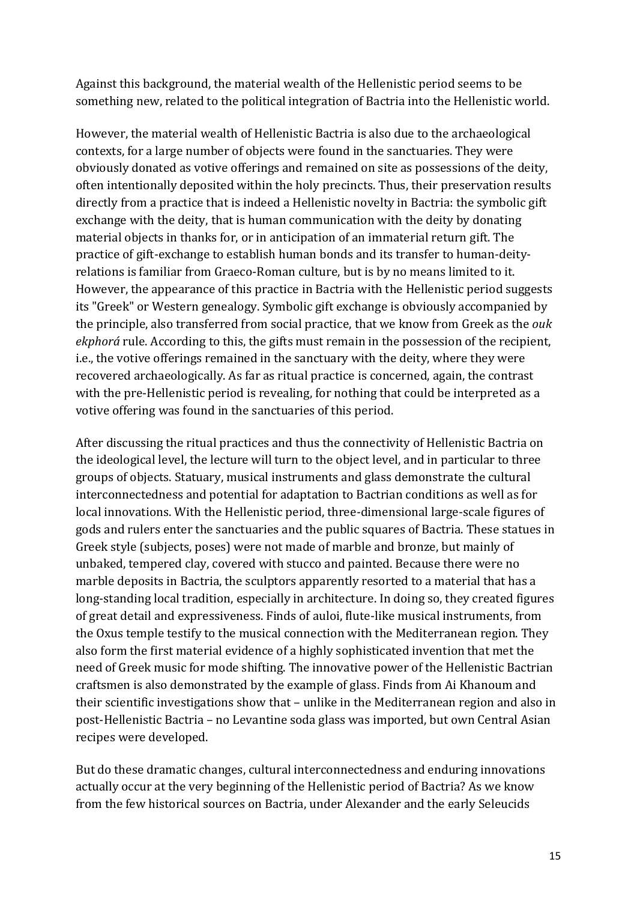Against this background, the material wealth of the Hellenistic period seems to be something new, related to the political integration of Bactria into the Hellenistic world.

However, the material wealth of Hellenistic Bactria is also due to the archaeological contexts, for a large number of objects were found in the sanctuaries. They were obviously donated as votive offerings and remained on site as possessions of the deity, often intentionally deposited within the holy precincts. Thus, their preservation results directly from a practice that is indeed a Hellenistic novelty in Bactria: the symbolic gift exchange with the deity, that is human communication with the deity by donating material objects in thanks for, or in anticipation of an immaterial return gift. The practice of gift-exchange to establish human bonds and its transfer to human-deity-relations is familiar from Graeco-Roman culture, but is by no means limited to it. However, the appearance of this practice in Bactria with the Hellenistic period suggests its "Greek" or Western genealogy. Symbolic gift exchange is obviously accompanied by the principle, also transferred from social practice, that we know from Greek as the *ouk ekphorá* rule. According to this, the gifts must remain in the possession of the recipient, i.e., the votive offerings remained in the sanctuary with the deity, where they were recovered archaeologically. As far as ritual practice is concerned, again, the contrast with the pre-Hellenistic period is revealing, for nothing that could be interpreted as a votive offering was found in the sanctuaries of this period.

After discussing the ritual practices and thus the connectivity of Hellenistic Bactria on the ideological level, the lecture will turn to the object level, and in particular to three groups of objects. Statuary, musical instruments and glass demonstrate the cultural interconnectedness and potential for adaptation to Bactrian conditions as well as for local innovations. With the Hellenistic period, three-dimensional large-scale figures of gods and rulers enter the sanctuaries and the public squares of Bactria. These statues in Greek style (subjects, poses) were not made of marble and bronze, but mainly of unbaked, tempered clay, covered with stucco and painted. Because there were no marble deposits in Bactria, the sculptors apparently resorted to a material that has a long-standing local tradition, especially in architecture. In doing so, they created figures of great detail and expressiveness. Finds of auloi, flute-like musical instruments, from the Oxus temple testify to the musical connection with the Mediterranean region. They also form the first material evidence of a highly sophisticated invention that met the need of Greek music for mode shifting. The innovative power of the Hellenistic Bactrian craftsmen is also demonstrated by the example of glass. Finds from Ai Khanoum and their scientific investigations show that – unlike in the Mediterranean region and also in post-Hellenistic Bactria – no Levantine soda glass was imported, but own Central Asian recipes were developed.

But do these dramatic changes, cultural interconnectedness and enduring innovations actually occur at the very beginning of the Hellenistic period of Bactria? As we know from the few historical sources on Bactria, under Alexander and the early Seleucids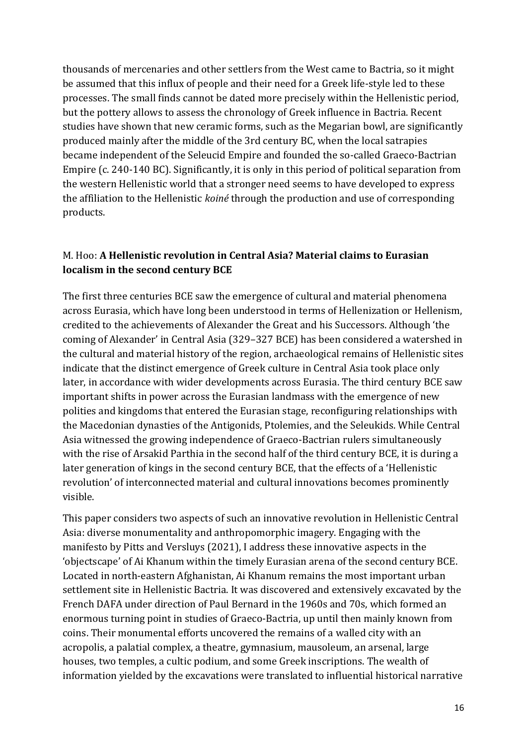thousands of mercenaries and other settlers from the West came to Bactria, so it might be assumed that this influx of people and their need for a Greek life-style led to these processes. The small finds cannot be dated more precisely within the Hellenistic period, but the pottery allows to assess the chronology of Greek influence in Bactria. Recent studies have shown that new ceramic forms, such as the Megarian bowl, are significantly produced mainly after the middle of the 3rd century BC, when the local satrapies became independent of the Seleucid Empire and founded the so-called Graeco-Bactrian Empire (c. 240-140 BC). Significantly, it is only in this period of political separation from the western Hellenistic world that a stronger need seems to have developed to express the affiliation to the Hellenistic *koiné* through the production and use of corresponding products.

M. Hoo: **A Hellenistic revolution in Central Asia? Material claims to Eurasian localism in the second century BCE**

The first three centuries BCE saw the emergence of cultural and material phenomena across Eurasia, which have long been understood in terms of Hellenization or Hellenism, credited to the achievements of Alexander the Great and his Successors. Although 'the coming of Alexander' in Central Asia (329–327 BCE) has been considered a watershed in the cultural and material history of the region, archaeological remains of Hellenistic sites indicate that the distinct emergence of Greek culture in Central Asia took place only later, in accordance with wider developments across Eurasia. The third century BCE saw important shifts in power across the Eurasian landmass with the emergence of new polities and kingdoms that entered the Eurasian stage, reconfiguring relationships with the Macedonian dynasties of the Antigonids, Ptolemies, and the Seleukids. While Central Asia witnessed the growing independence of Graeco-Bactrian rulers simultaneously with the rise of Arsakid Parthia in the second half of the third century BCE, it is during a later generation of kings in the second century BCE, that the effects of a 'Hellenistic revolution' of interconnected material and cultural innovations becomes prominently visible.

This paper considers two aspects of such an innovative revolution in Hellenistic Central Asia: diverse monumentality and anthropomorphic imagery. Engaging with the manifesto by Pitts and Versluys (2021), I address these innovative aspects in the 'objectscape' of Ai Khanum within the timely Eurasian arena of the second century BCE. Located in north-eastern Afghanistan, Ai Khanum remains the most important urban settlement site in Hellenistic Bactria. It was discovered and extensively excavated by the French DAFA under direction of Paul Bernard in the 1960s and 70s, which formed an enormous turning point in studies of Graeco-Bactria, up until then mainly known from coins. Their monumental efforts uncovered the remains of a walled city with an acropolis, a palatial complex, a theatre, gymnasium, mausoleum, an arsenal, large houses, two temples, a cultic podium, and some Greek inscriptions. The wealth of information yielded by the excavations were translated to influential historical narrative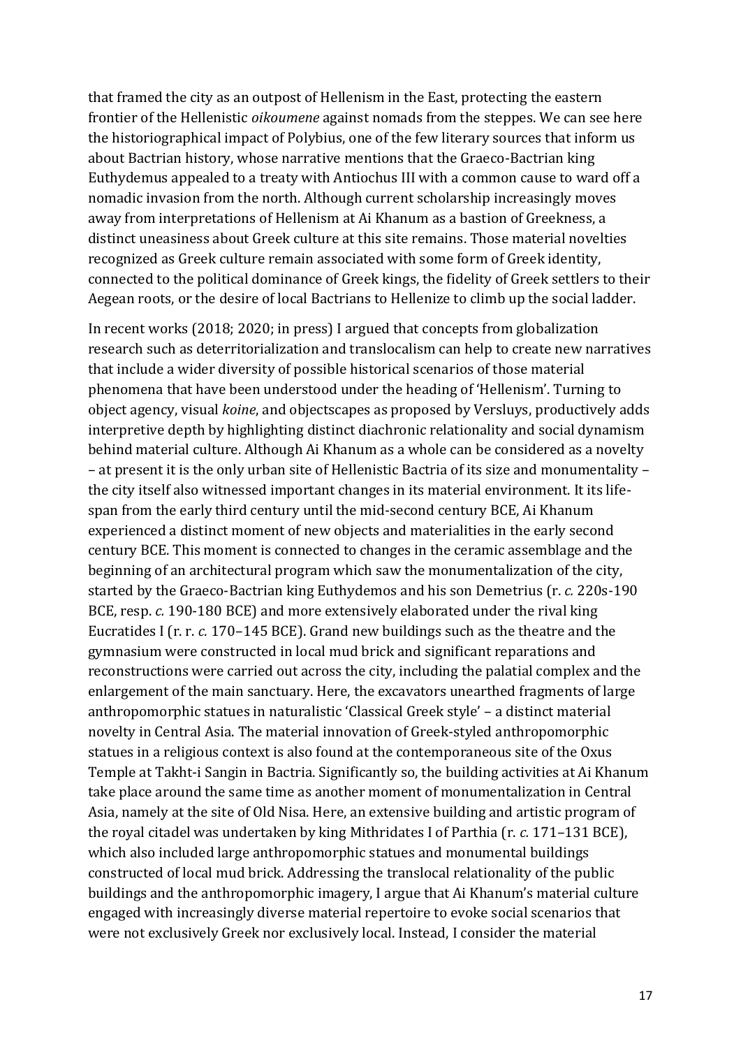that framed the city as an outpost of Hellenism in the East, protecting the eastern frontier of the Hellenistic *oikoumene* against nomads from the steppes. We can see here the historiographical impact of Polybius, one of the few literary sources that inform us about Bactrian history, whose narrative mentions that the Graeco-Bactrian king Euthydemus appealed to a treaty with Antiochus III with a common cause to ward off a nomadic invasion from the north. Although current scholarship increasingly moves away from interpretations of Hellenism at Ai Khanum as a bastion of Greekness, a distinct uneasiness about Greek culture at this site remains. Those material novelties recognized as Greek culture remain associated with some form of Greek identity, connected to the political dominance of Greek kings, the fidelity of Greek settlers to their Aegean roots, or the desire of local Bactrians to Hellenize to climb up the social ladder.

In recent works (2018; 2020; in press) I argued that concepts from globalization research such as deterritorialization and translocalism can help to create new narratives that include a wider diversity of possible historical scenarios of those material phenomena that have been understood under the heading of 'Hellenism'. Turning to object agency, visual *koine*, and objectscapes as proposed by Versluys, productively adds interpretive depth by highlighting distinct diachronic relationality and social dynamism behind material culture. Although Ai Khanum as a whole can be considered as a novelty – at present it is the only urban site of Hellenistic Bactria of its size and monumentality – the city itself also witnessed important changes in its material environment. It its life-span from the early third century until the mid-second century BCE, Ai Khanum experienced a distinct moment of new objects and materialities in the early second century BCE. This moment is connected to changes in the ceramic assemblage and the beginning of an architectural program which saw the monumentalization of the city, started by the Graeco-Bactrian king Euthydemos and his son Demetrius (r. *c.* 220s-190 BCE, resp. *c.* 190-180 BCE) and more extensively elaborated under the rival king Eucratides I (r. r. *c.* 170–145 BCE). Grand new buildings such as the theatre and the gymnasium were constructed in local mud brick and significant reparations and reconstructions were carried out across the city, including the palatial complex and the enlargement of the main sanctuary. Here, the excavators unearthed fragments of large anthropomorphic statues in naturalistic 'Classical Greek style' – a distinct material novelty in Central Asia. The material innovation of Greek-styled anthropomorphic statues in a religious context is also found at the contemporaneous site of the Oxus Temple at Takht-i Sangin in Bactria. Significantly so, the building activities at Ai Khanum take place around the same time as another moment of monumentalization in Central Asia, namely at the site of Old Nisa. Here, an extensive building and artistic program of the royal citadel was undertaken by king Mithridates I of Parthia (r. *c.* 171–131 BCE), which also included large anthropomorphic statues and monumental buildings constructed of local mud brick. Addressing the translocal relationality of the public buildings and the anthropomorphic imagery, I argue that Ai Khanum's material culture engaged with increasingly diverse material repertoire to evoke social scenarios that were not exclusively Greek nor exclusively local. Instead, I consider the material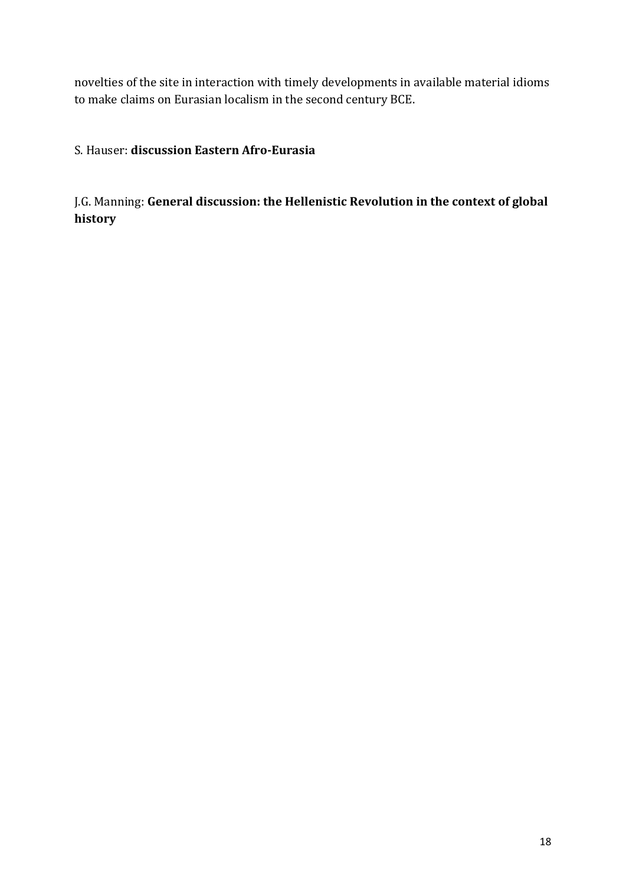novelties of the site in interaction with timely developments in available material idioms to make claims on Eurasian localism in the second century BCE.

S. Hauser: **discussion Eastern Afro-Eurasia**

J.G. Manning: **General discussion: the Hellenistic Revolution in the context of global history**